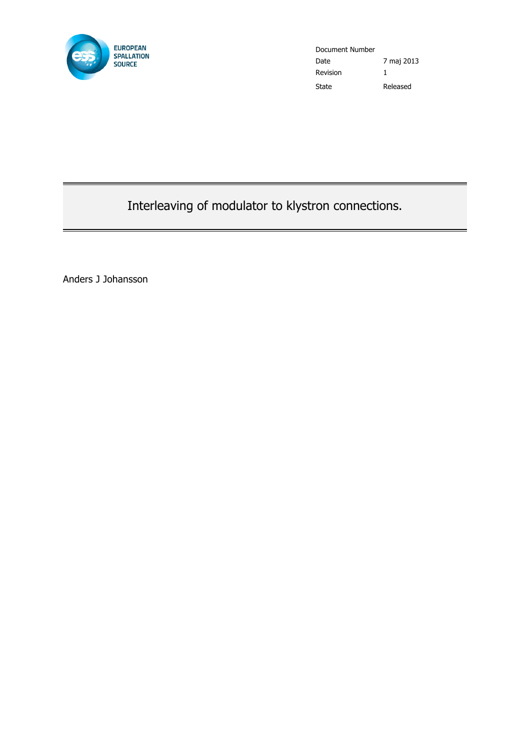EUROPEAN SPALLATION SOURCE

| Document Number | |
|---|---|
| Date | 7 maj 2013 |
| Revision | 1 |
| State | Released |

# Interleaving of modulator to klystron connections.

Anders J Johansson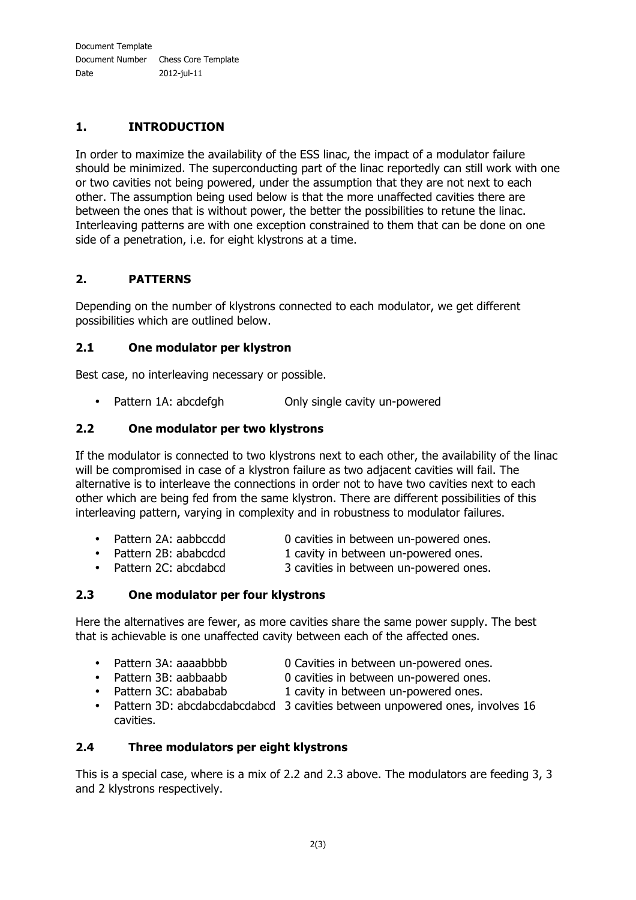## 1. INTRODUCTION

In order to maximize the availability of the ESS linac, the impact of a modulator failure should be minimized. The superconducting part of the linac reportedly can still work with one or two cavities not being powered, under the assumption that they are not next to each other. The assumption being used below is that the more unaffected cavities there are between the ones that is without power, the better the possibilities to retune the linac. Interleaving patterns are with one exception constrained to them that can be done on one side of a penetration, i.e. for eight klystrons at a time.

## 2. PATTERNS

Depending on the number of klystrons connected to each modulator, we get different possibilities which are outlined below.

### 2.1 One modulator per klystron

Best case, no interleaving necessary or possible.

- Pattern 1A: abcdefgh — Only single cavity un-powered

### 2.2 One modulator per two klystrons

If the modulator is connected to two klystrons next to each other, the availability of the linac will be compromised in case of a klystron failure as two adjacent cavities will fail. The alternative is to interleave the connections in order not to have two cavities next to each other which are being fed from the same klystron. There are different possibilities of this interleaving pattern, varying in complexity and in robustness to modulator failures.

- Pattern 2A: aabbccdd — 0 cavities in between un-powered ones.
- Pattern 2B: ababcdcd — 1 cavity in between un-powered ones.
- Pattern 2C: abcdabcd — 3 cavities in between un-powered ones.

### 2.3 One modulator per four klystrons

Here the alternatives are fewer, as more cavities share the same power supply. The best that is achievable is one unaffected cavity between each of the affected ones.

- Pattern 3A: aaaabbbb — 0 Cavities in between un-powered ones.
- Pattern 3B: aabbaabb — 0 cavities in between un-powered ones.
- Pattern 3C: abababab — 1 cavity in between un-powered ones.
- Pattern 3D: abcdabcdabcdabcd — 3 cavities between unpowered ones, involves 16 cavities.

### 2.4 Three modulators per eight klystrons

This is a special case, where is a mix of 2.2 and 2.3 above. The modulators are feeding 3, 3 and 2 klystrons respectively.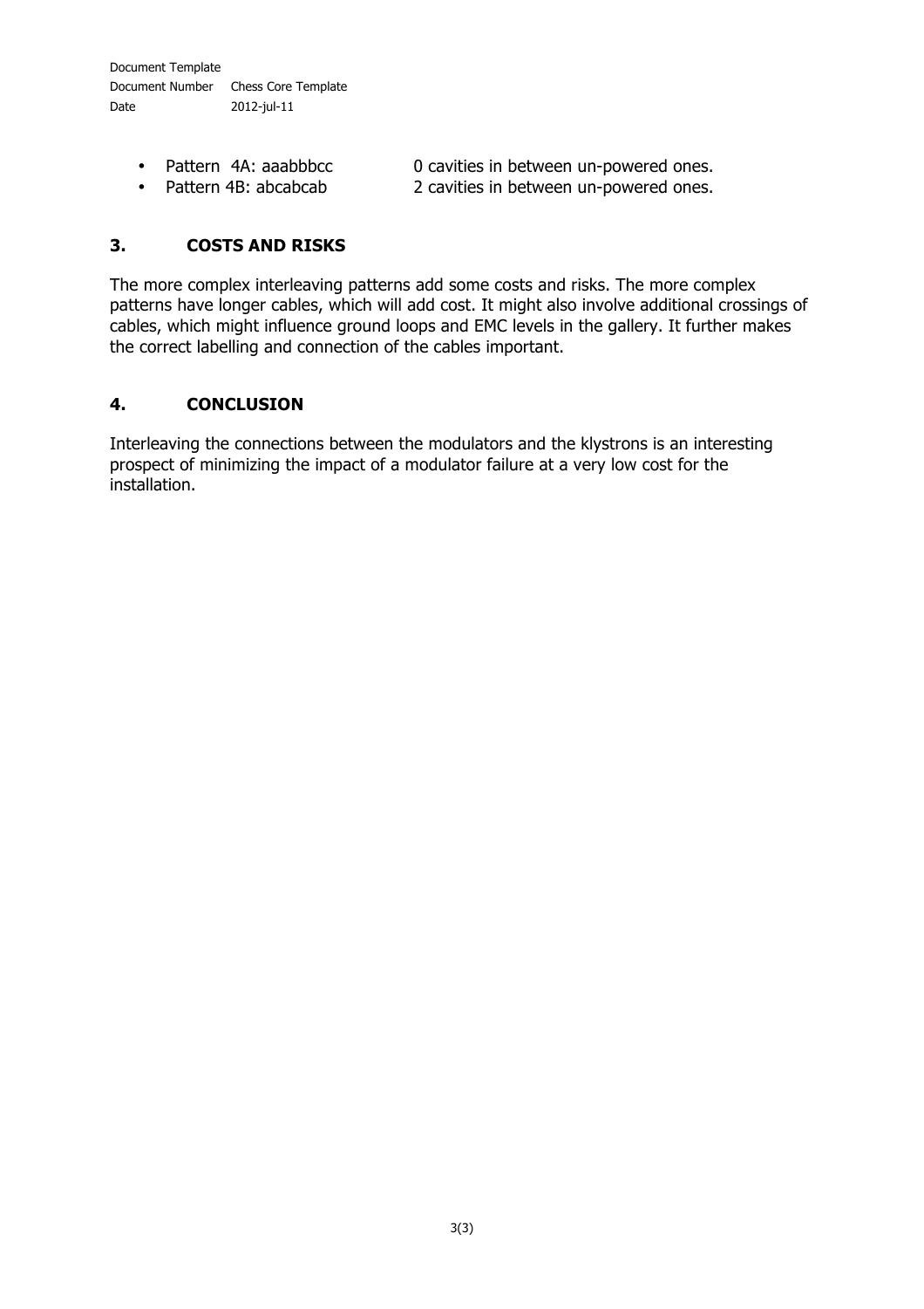- Pattern 4A: aaabbbcc 0 cavities in between un-powered ones.
- Pattern 4B: abcabcab 2 cavities in between un-powered ones.

## 3. COSTS AND RISKS

The more complex interleaving patterns add some costs and risks. The more complex patterns have longer cables, which will add cost. It might also involve additional crossings of cables, which might influence ground loops and EMC levels in the gallery. It further makes the correct labelling and connection of the cables important.

## 4. CONCLUSION

Interleaving the connections between the modulators and the klystrons is an interesting prospect of minimizing the impact of a modulator failure at a very low cost for the installation.